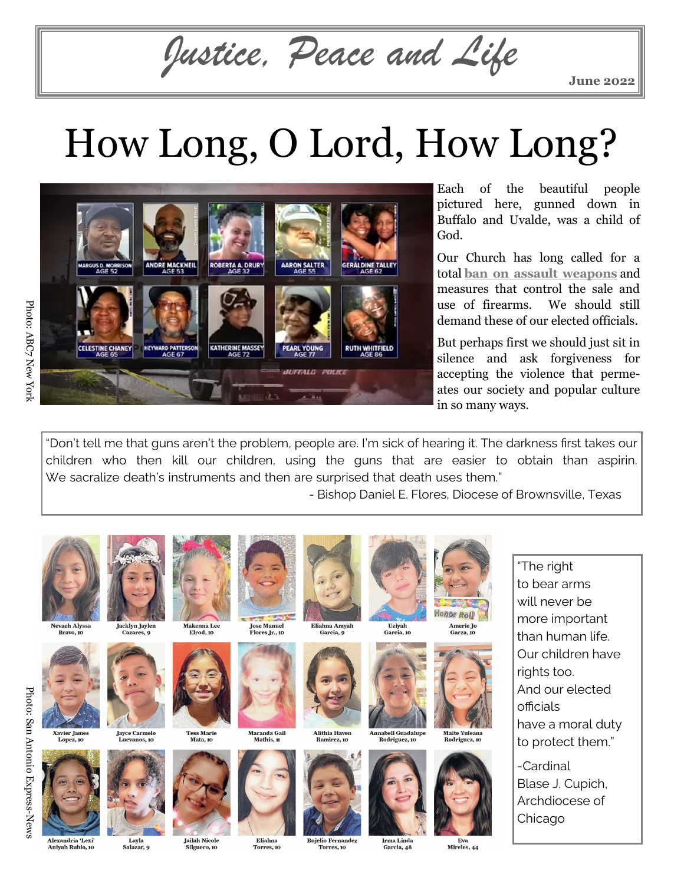# Justice, Peace and Life

June 2022

# How Long, O Lord, How Long?

MARGUS D. MORRISON AGE 52 | ANDRE MACKNEIL AGE 53 | ROBERTA A. DRURY AGE 32 | AARON SALTER AGE 55 | GERALDINE TALLEY AGE 62 | CELESTINE CHANEY AGE 65 | HEYWARD PATTERSON AGE 67 | KATHERINE MASSEY AGE 72 | PEARL YOUNG AGE 77 | RUTH WHITFIELD AGE 86

Photo: ABC7 New York

Each of the beautiful people pictured here, gunned down in Buffalo and Uvalde, was a child of God.

Our Church has long called for a total **ban on assault weapons** and measures that control the sale and use of firearms. We should still demand these of our elected officials.

But perhaps first we should just sit in silence and ask forgiveness for accepting the violence that permeates our society and popular culture in so many ways.

> "Don't tell me that guns aren't the problem, people are. I'm sick of hearing it. The darkness first takes our children who then kill our children, using the guns that are easier to obtain than aspirin. We sacralize death's instruments and then are surprised that death uses them."
>
> - Bishop Daniel E. Flores, Diocese of Brownsville, Texas

Nevaeh Alyssa Bravo, 10 | Jacklyn Jaylen Cazares, 9 | Makenna Lee Elrod, 10 | Jose Manuel Flores Jr., 10 | Eliahna Amyah Garcia, 9 | Uziyah Garcia, 10 | Amerie Jo Garza, 10 | Xavier James Lopez, 10 | Jayce Carmelo Luevanos, 10 | Tess Marie Mata, 10 | Maranda Gail Mathis, 11 | Alithia Haven Ramirez, 10 | Annabell Guadalupe Rodriguez, 10 | Maite Yuleana Rodriguez, 10 | Alexandria 'Lexi' Aniyah Rubio, 10 | Layla Salazar, 9 | Jailah Nicole Silguero, 10 | Eliahna Torres, 10 | Rojelio Fernandez Torres, 10 | Irma Linda Garcia, 48 | Eva Mireles, 44

Photo: San Antonio Express-News

> "The right to bear arms will never be more important than human life. Our children have rights too. And our elected officials have a moral duty to protect them."
>
> -Cardinal Blase J. Cupich, Archdiocese of Chicago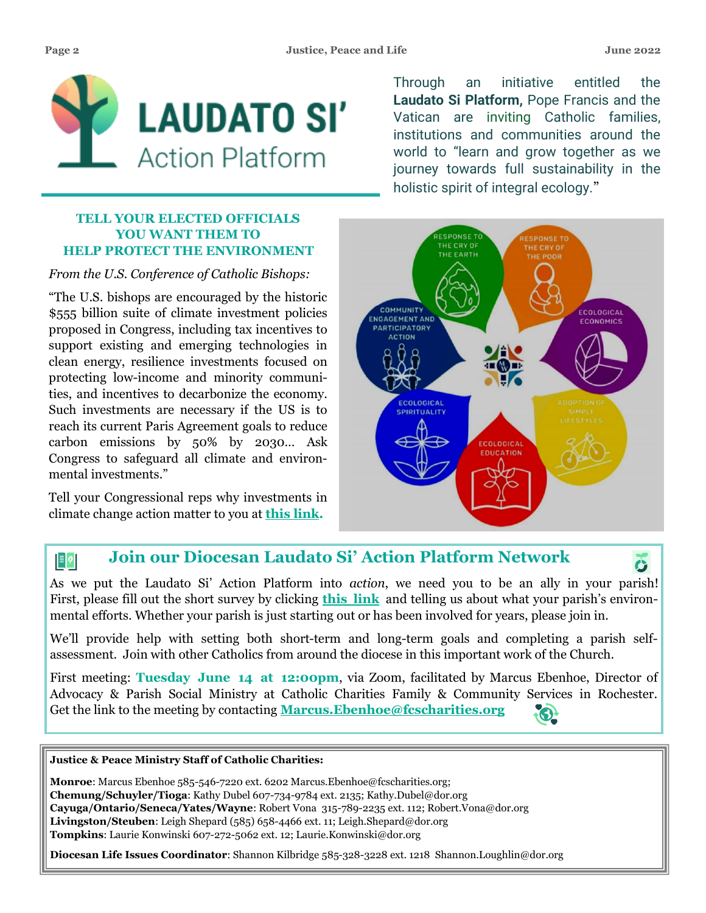# LAUDATO SI' Action Platform

Through an initiative entitled the **Laudato Si Platform,** Pope Francis and the Vatican are inviting Catholic families, institutions and communities around the world to "learn and grow together as we journey towards full sustainability in the holistic spirit of integral ecology."

## TELL YOUR ELECTED OFFICIALS YOU WANT THEM TO HELP PROTECT THE ENVIRONMENT

*From the U.S. Conference of Catholic Bishops:*

"The U.S. bishops are encouraged by the historic $555 billion suite of climate investment policies proposed in Congress, including tax incentives to support existing and emerging technologies in clean energy, resilience investments focused on protecting low-income and minority communities, and incentives to decarbonize the economy. Such investments are necessary if the US is to reach its current Paris Agreement goals to reduce carbon emissions by 50% by 2030… Ask Congress to safeguard all climate and environmental investments."

Tell your Congressional reps why investments in climate change action matter to you at **this link.**

RESPONSE TO THE CRY OF THE EARTH
RESPONSE TO THE CRY OF THE POOR
ECOLOGICAL ECONOMICS
ADOPTION OF SIMPLE LIFESTYLES
ECOLOGICAL EDUCATION
ECOLOGICAL SPIRITUALITY
COMMUNITY ENGAGEMENT AND PARTICIPATORY ACTION

## Join our Diocesan Laudato Si' Action Platform Network

As we put the Laudato Si' Action Platform into *action*, we need you to be an ally in your parish! First, please fill out the short survey by clicking **this link** and telling us about what your parish's environmental efforts. Whether your parish is just starting out or has been involved for years, please join in.

We'll provide help with setting both short-term and long-term goals and completing a parish self-assessment. Join with other Catholics from around the diocese in this important work of the Church.

First meeting: **Tuesday June 14 at 12:00pm**, via Zoom, facilitated by Marcus Ebenhoe, Director of Advocacy & Parish Social Ministry at Catholic Charities Family & Community Services in Rochester. Get the link to the meeting by contacting **Marcus.Ebenhoe@fcscharities.org**

---

**Justice & Peace Ministry Staff of Catholic Charities:**

**Monroe**: Marcus Ebenhoe 585-546-7220 ext. 6202 Marcus.Ebenhoe@fcscharities.org;
**Chemung/Schuyler/Tioga**: Kathy Dubel 607-734-9784 ext. 2135; Kathy.Dubel@dor.org
**Cayuga/Ontario/Seneca/Yates/Wayne**: Robert Vona 315-789-2235 ext. 112; Robert.Vona@dor.org
**Livingston/Steuben**: Leigh Shepard (585) 658-4466 ext. 11; Leigh.Shepard@dor.org
**Tompkins**: Laurie Konwinski 607-272-5062 ext. 12; Laurie.Konwinski@dor.org

**Diocesan Life Issues Coordinator**: Shannon Kilbridge 585-328-3228 ext. 1218 Shannon.Loughlin@dor.org